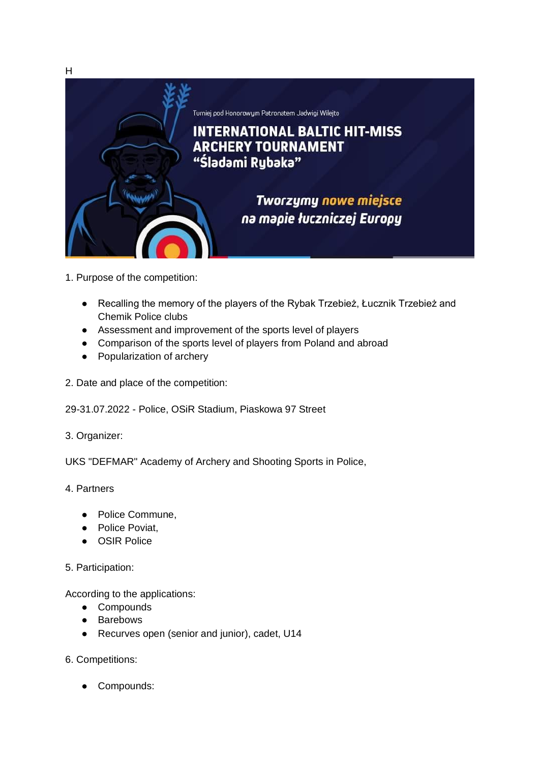H

Turniej pod Honorowym Patronatem Jadwigi Wilejto

# INTERNATIONAL BALTIC HIT-MISS ARCHERY TOURNAMENT “Śladami Rybaka”

*Tworzymy nowe miejsce na mapie łuczniczej Europy*

1. Purpose of the competition:

- Recalling the memory of the players of the Rybak Trzebież, Łucznik Trzebież and Chemik Police clubs
- Assessment and improvement of the sports level of players
- Comparison of the sports level of players from Poland and abroad
- Popularization of archery

2. Date and place of the competition:

29-31.07.2022 - Police, OSiR Stadium, Piaskowa 97 Street

3. Organizer:

UKS "DEFMAR" Academy of Archery and Shooting Sports in Police,

4. Partners

- Police Commune,
- Police Poviat,
- OSIR Police

5. Participation:

According to the applications:
- Compounds
- Barebows
- Recurves open (senior and junior), cadet, U14

6. Competitions:

- Compounds: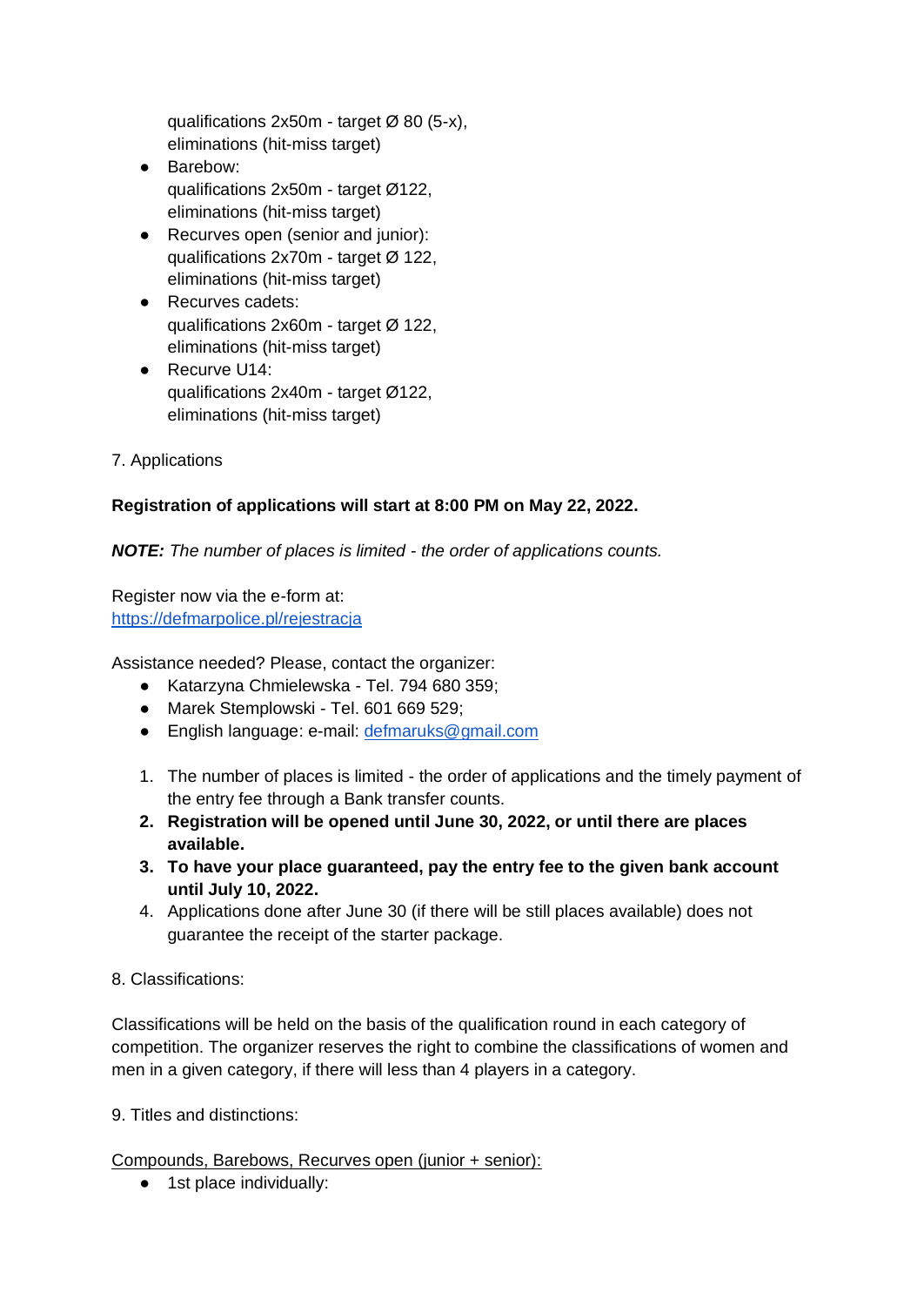qualifications 2x50m - target Ø 80 (5-x),
eliminations (hit-miss target)

- Barebow:
  qualifications 2x50m - target Ø122,
  eliminations (hit-miss target)
- Recurves open (senior and junior):
  qualifications 2x70m - target Ø 122,
  eliminations (hit-miss target)
- Recurves cadets:
  qualifications 2x60m - target Ø 122,
  eliminations (hit-miss target)
- Recurve U14:
  qualifications 2x40m - target Ø122,
  eliminations (hit-miss target)

7. Applications

**Registration of applications will start at 8:00 PM on May 22, 2022.**

***NOTE:*** *The number of places is limited - the order of applications counts.*

Register now via the e-form at:
[https://defmarpolice.pl/rejestracja](https://defmarpolice.pl/rejestracja)

Assistance needed? Please, contact the organizer:

- Katarzyna Chmielewska - Tel. 794 680 359;
- Marek Stemplowski - Tel. 601 669 529;
- English language: e-mail: [defmaruks@gmail.com](mailto:defmaruks@gmail.com)

1. The number of places is limited - the order of applications and the timely payment of the entry fee through a Bank transfer counts.
2. **Registration will be opened until June 30, 2022, or until there are places available.**
3. **To have your place guaranteed, pay the entry fee to the given bank account until July 10, 2022.**
4. Applications done after June 30 (if there will be still places available) does not guarantee the receipt of the starter package.

8. Classifications:

Classifications will be held on the basis of the qualification round in each category of competition. The organizer reserves the right to combine the classifications of women and men in a given category, if there will less than 4 players in a category.

9. Titles and distinctions:

Compounds, Barebows, Recurves open (junior + senior):

- 1st place individually: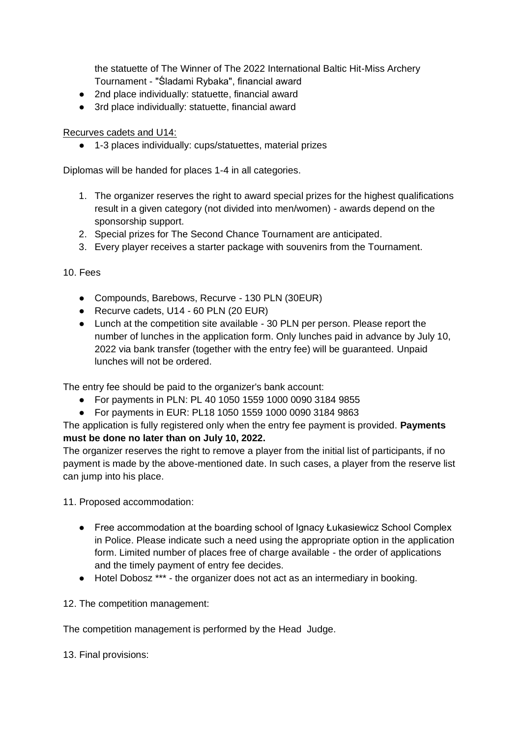the statuette of The Winner of The 2022 International Baltic Hit-Miss Archery Tournament - "Śladami Rybaka", financial award
- 2nd place individually: statuette, financial award
- 3rd place individually: statuette, financial award

Recurves cadets and U14:

- 1-3 places individually: cups/statuettes, material prizes

Diplomas will be handed for places 1-4 in all categories.

1. The organizer reserves the right to award special prizes for the highest qualifications result in a given category (not divided into men/women) - awards depend on the sponsorship support.
2. Special prizes for The Second Chance Tournament are anticipated.
3. Every player receives a starter package with souvenirs from the Tournament.

10. Fees

- Compounds, Barebows, Recurve - 130 PLN (30EUR)
- Recurve cadets, U14 - 60 PLN (20 EUR)
- Lunch at the competition site available - 30 PLN per person. Please report the number of lunches in the application form. Only lunches paid in advance by July 10, 2022 via bank transfer (together with the entry fee) will be guaranteed. Unpaid lunches will not be ordered.

The entry fee should be paid to the organizer's bank account:

- For payments in PLN: PL 40 1050 1559 1000 0090 3184 9855
- For payments in EUR: PL18 1050 1559 1000 0090 3184 9863

The application is fully registered only when the entry fee payment is provided. **Payments must be done no later than on July 10, 2022.**

The organizer reserves the right to remove a player from the initial list of participants, if no payment is made by the above-mentioned date. In such cases, a player from the reserve list can jump into his place.

11. Proposed accommodation:

- Free accommodation at the boarding school of Ignacy Łukasiewicz School Complex in Police. Please indicate such a need using the appropriate option in the application form. Limited number of places free of charge available - the order of applications and the timely payment of entry fee decides.
- Hotel Dobosz *** - the organizer does not act as an intermediary in booking.

12. The competition management:

The competition management is performed by the Head Judge.

13. Final provisions: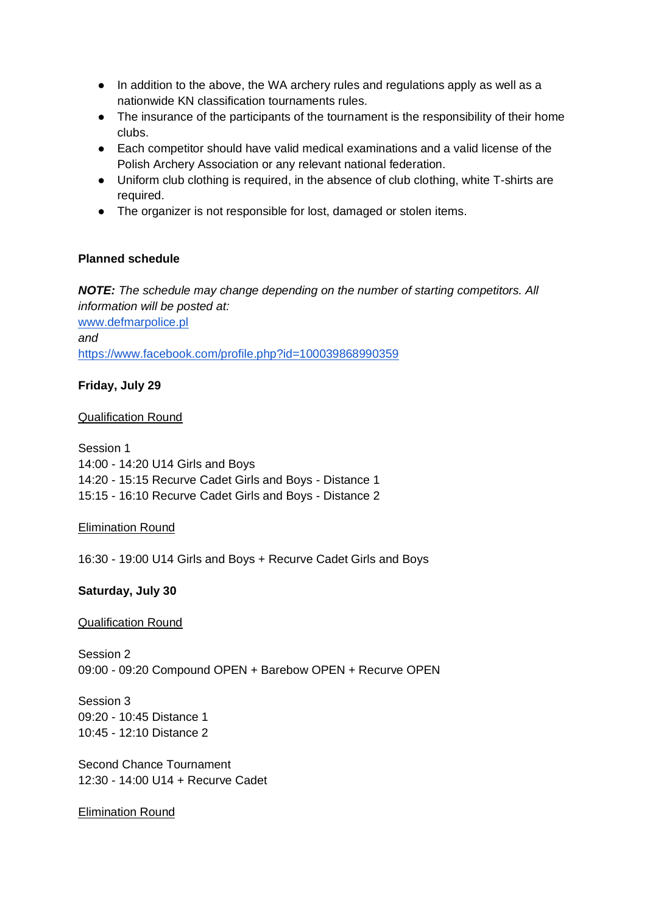- In addition to the above, the WA archery rules and regulations apply as well as a nationwide KN classification tournaments rules.
- The insurance of the participants of the tournament is the responsibility of their home clubs.
- Each competitor should have valid medical examinations and a valid license of the Polish Archery Association or any relevant national federation.
- Uniform club clothing is required, in the absence of club clothing, white T-shirts are required.
- The organizer is not responsible for lost, damaged or stolen items.

**Planned schedule**

***NOTE:*** *The schedule may change depending on the number of starting competitors. All information will be posted at:*
[www.defmarpolice.pl](www.defmarpolice.pl)
*and*
[https://www.facebook.com/profile.php?id=100039868990359](https://www.facebook.com/profile.php?id=100039868990359)

**Friday, July 29**

<u>Qualification Round</u>

Session 1
14:00 - 14:20 U14 Girls and Boys
14:20 - 15:15 Recurve Cadet Girls and Boys - Distance 1
15:15 - 16:10 Recurve Cadet Girls and Boys - Distance 2

<u>Elimination Round</u>

16:30 - 19:00 U14 Girls and Boys + Recurve Cadet Girls and Boys

**Saturday, July 30**

<u>Qualification Round</u>

Session 2
09:00 - 09:20 Compound OPEN + Barebow OPEN + Recurve OPEN

Session 3
09:20 - 10:45 Distance 1
10:45 - 12:10 Distance 2

Second Chance Tournament
12:30 - 14:00 U14 + Recurve Cadet

<u>Elimination Round</u>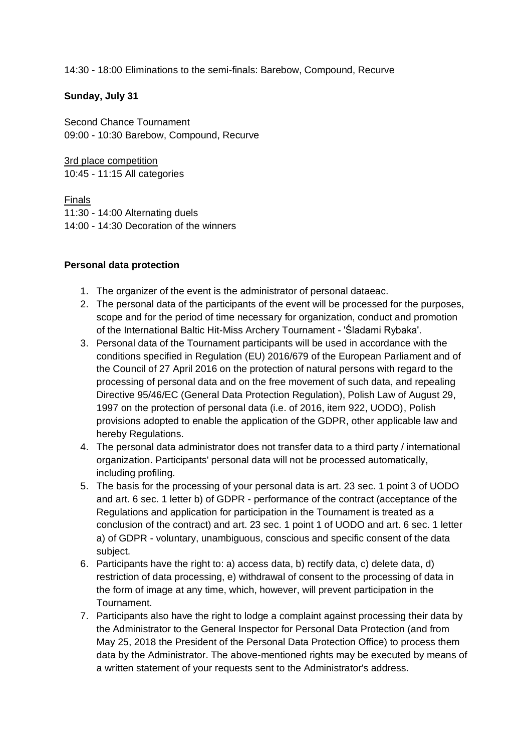14:30 - 18:00 Eliminations to the semi-finals: Barebow, Compound, Recurve

**Sunday, July 31**

Second Chance Tournament
09:00 - 10:30 Barebow, Compound, Recurve

<u>3rd place competition</u>
10:45 - 11:15 All categories

<u>Finals</u>
11:30 - 14:00 Alternating duels
14:00 - 14:30 Decoration of the winners

**Personal data protection**

1. The organizer of the event is the administrator of personal dataeac.
2. The personal data of the participants of the event will be processed for the purposes, scope and for the period of time necessary for organization, conduct and promotion of the International Baltic Hit-Miss Archery Tournament - 'Śladami Rybaka'.
3. Personal data of the Tournament participants will be used in accordance with the conditions specified in Regulation (EU) 2016/679 of the European Parliament and of the Council of 27 April 2016 on the protection of natural persons with regard to the processing of personal data and on the free movement of such data, and repealing Directive 95/46/EC (General Data Protection Regulation), Polish Law of August 29, 1997 on the protection of personal data (i.e. of 2016, item 922, UODO), Polish provisions adopted to enable the application of the GDPR, other applicable law and hereby Regulations.
4. The personal data administrator does not transfer data to a third party / international organization. Participants' personal data will not be processed automatically, including profiling.
5. The basis for the processing of your personal data is art. 23 sec. 1 point 3 of UODO and art. 6 sec. 1 letter b) of GDPR - performance of the contract (acceptance of the Regulations and application for participation in the Tournament is treated as a conclusion of the contract) and art. 23 sec. 1 point 1 of UODO and art. 6 sec. 1 letter a) of GDPR - voluntary, unambiguous, conscious and specific consent of the data subject.
6. Participants have the right to: a) access data, b) rectify data, c) delete data, d) restriction of data processing, e) withdrawal of consent to the processing of data in the form of image at any time, which, however, will prevent participation in the Tournament.
7. Participants also have the right to lodge a complaint against processing their data by the Administrator to the General Inspector for Personal Data Protection (and from May 25, 2018 the President of the Personal Data Protection Office) to process them data by the Administrator. The above-mentioned rights may be executed by means of a written statement of your requests sent to the Administrator's address.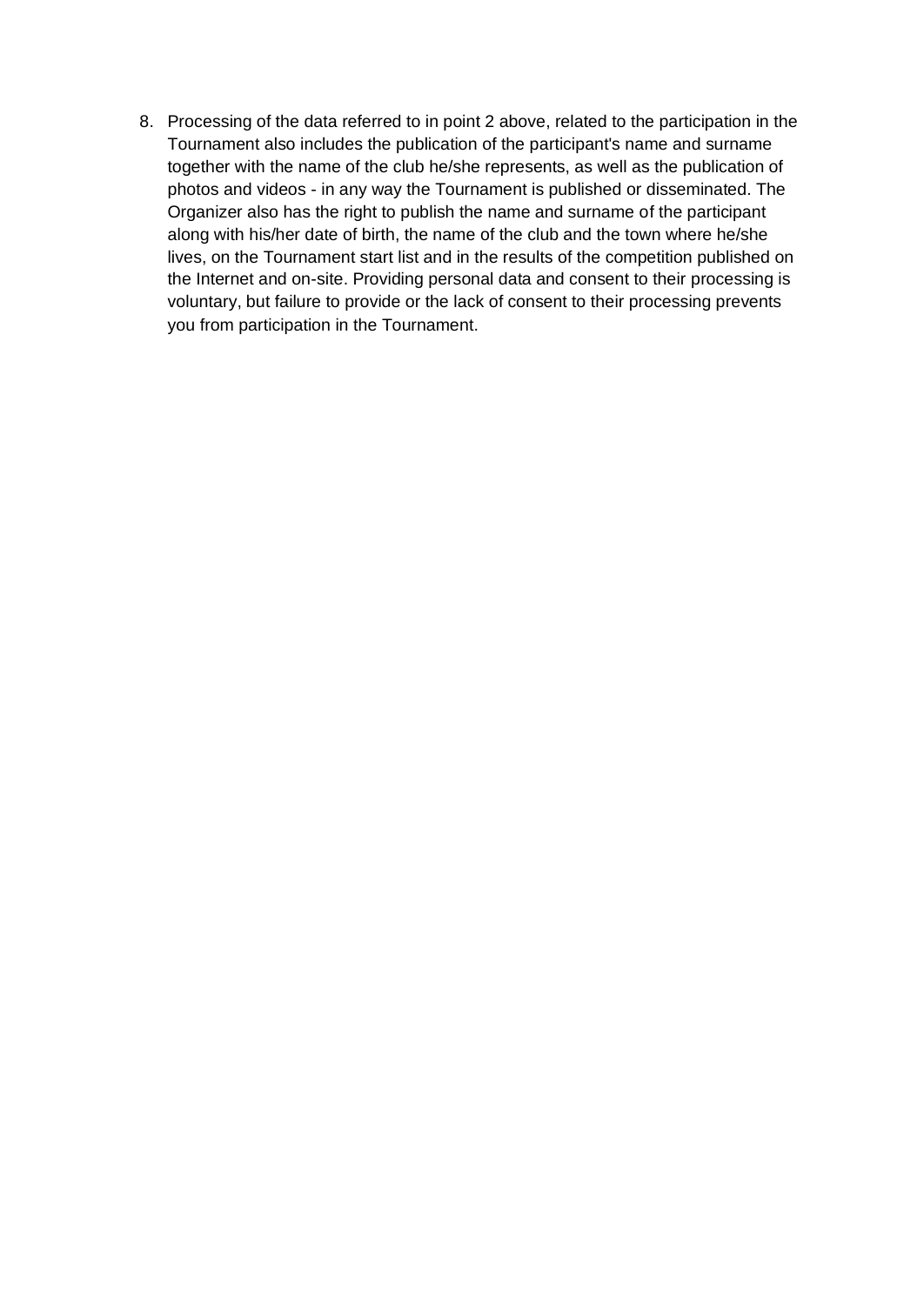8. Processing of the data referred to in point 2 above, related to the participation in the Tournament also includes the publication of the participant's name and surname together with the name of the club he/she represents, as well as the publication of photos and videos - in any way the Tournament is published or disseminated. The Organizer also has the right to publish the name and surname of the participant along with his/her date of birth, the name of the club and the town where he/she lives, on the Tournament start list and in the results of the competition published on the Internet and on-site. Providing personal data and consent to their processing is voluntary, but failure to provide or the lack of consent to their processing prevents you from participation in the Tournament.